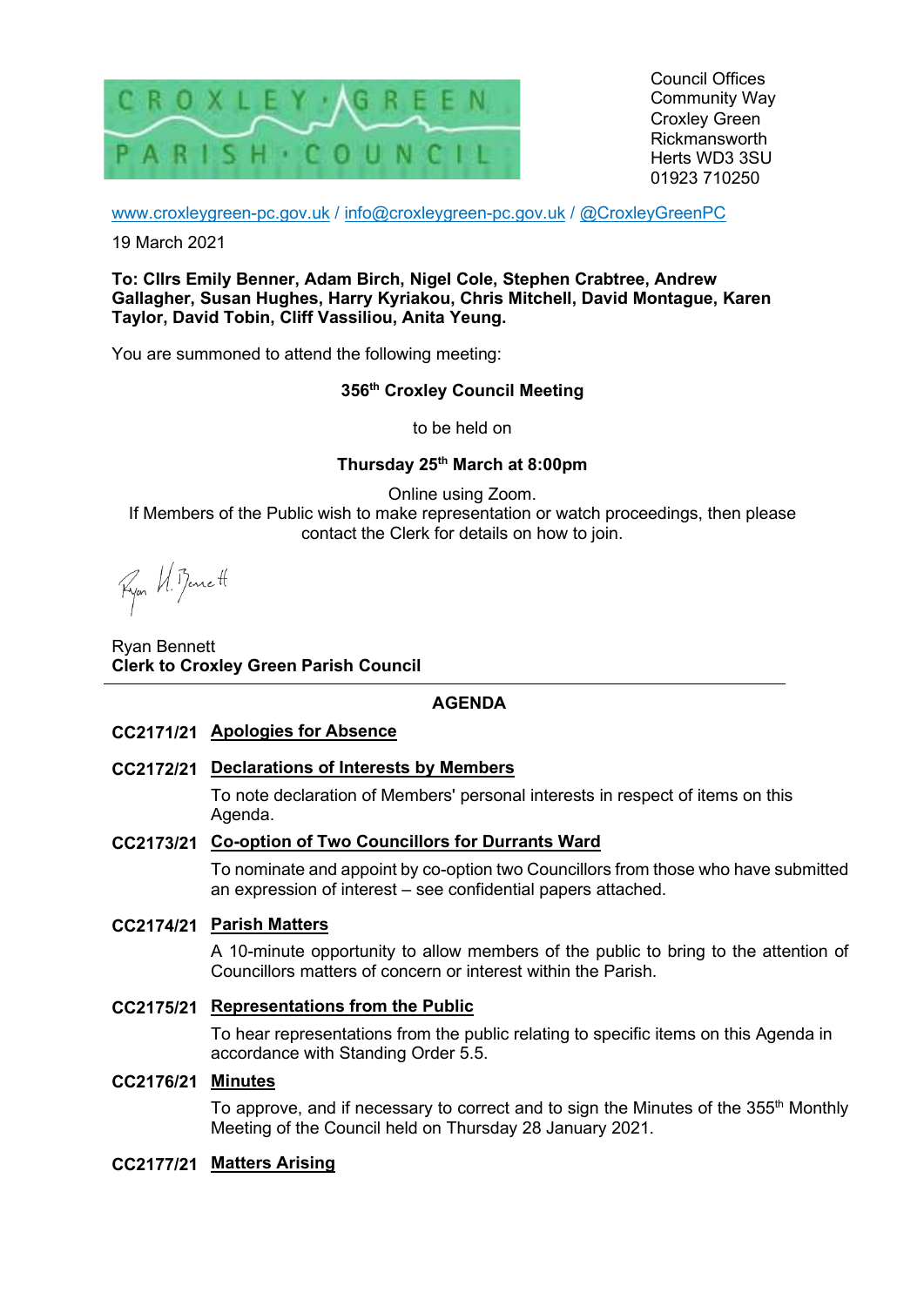CROXLEY · GREEN PARISH · COUNCIL

Council Offices
Community Way
Croxley Green
Rickmansworth
Herts WD3 3SU
01923 710250

www.croxleygreen-pc.gov.uk / info@croxleygreen-pc.gov.uk / @CroxleyGreenPC

19 March 2021

**To: Cllrs Emily Benner, Adam Birch, Nigel Cole, Stephen Crabtree, Andrew Gallagher, Susan Hughes, Harry Kyriakou, Chris Mitchell, David Montague, Karen Taylor, David Tobin, Cliff Vassiliou, Anita Yeung.**

You are summoned to attend the following meeting:

**356th Croxley Council Meeting**

to be held on

**Thursday 25th March at 8:00pm**

Online using Zoom.
If Members of the Public wish to make representation or watch proceedings, then please contact the Clerk for details on how to join.

Ryan Bennett
**Clerk to Croxley Green Parish Council**

---

## AGENDA

**CC2171/21 Apologies for Absence**

**CC2172/21 Declarations of Interests by Members**

To note declaration of Members' personal interests in respect of items on this Agenda.

**CC2173/21 Co-option of Two Councillors for Durrants Ward**

To nominate and appoint by co-option two Councillors from those who have submitted an expression of interest – see confidential papers attached.

**CC2174/21 Parish Matters**

A 10-minute opportunity to allow members of the public to bring to the attention of Councillors matters of concern or interest within the Parish.

**CC2175/21 Representations from the Public**

To hear representations from the public relating to specific items on this Agenda in accordance with Standing Order 5.5.

**CC2176/21 Minutes**

To approve, and if necessary to correct and to sign the Minutes of the 355th Monthly Meeting of the Council held on Thursday 28 January 2021.

**CC2177/21 Matters Arising**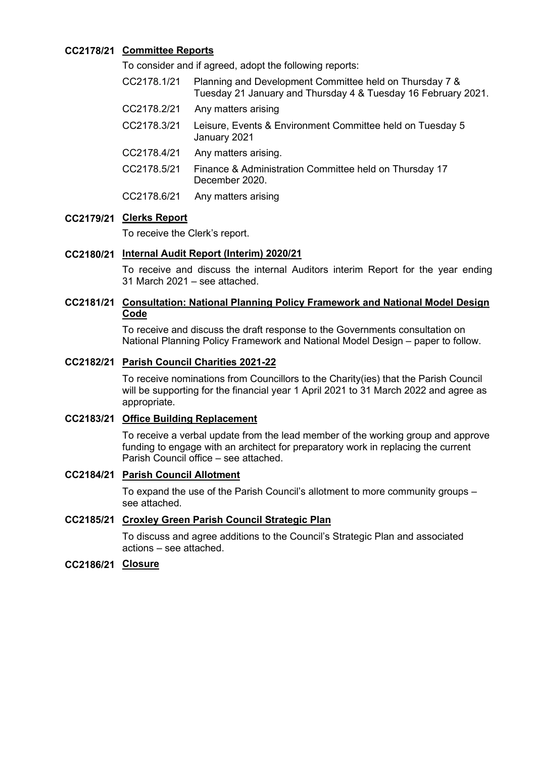**CC2178/21 Committee Reports**

To consider and if agreed, adopt the following reports:

CC2178.1/21 Planning and Development Committee held on Thursday 7 & Tuesday 21 January and Thursday 4 & Tuesday 16 February 2021.

CC2178.2/21 Any matters arising

CC2178.3/21 Leisure, Events & Environment Committee held on Tuesday 5 January 2021

CC2178.4/21 Any matters arising.

CC2178.5/21 Finance & Administration Committee held on Thursday 17 December 2020.

CC2178.6/21 Any matters arising

**CC2179/21 Clerks Report**

To receive the Clerk's report.

**CC2180/21 Internal Audit Report (Interim) 2020/21**

To receive and discuss the internal Auditors interim Report for the year ending 31 March 2021 – see attached.

**CC2181/21 Consultation: National Planning Policy Framework and National Model Design Code**

To receive and discuss the draft response to the Governments consultation on National Planning Policy Framework and National Model Design – paper to follow.

**CC2182/21 Parish Council Charities 2021-22**

To receive nominations from Councillors to the Charity(ies) that the Parish Council will be supporting for the financial year 1 April 2021 to 31 March 2022 and agree as appropriate.

**CC2183/21 Office Building Replacement**

To receive a verbal update from the lead member of the working group and approve funding to engage with an architect for preparatory work in replacing the current Parish Council office – see attached.

**CC2184/21 Parish Council Allotment**

To expand the use of the Parish Council's allotment to more community groups – see attached.

**CC2185/21 Croxley Green Parish Council Strategic Plan**

To discuss and agree additions to the Council's Strategic Plan and associated actions – see attached.

**CC2186/21 Closure**